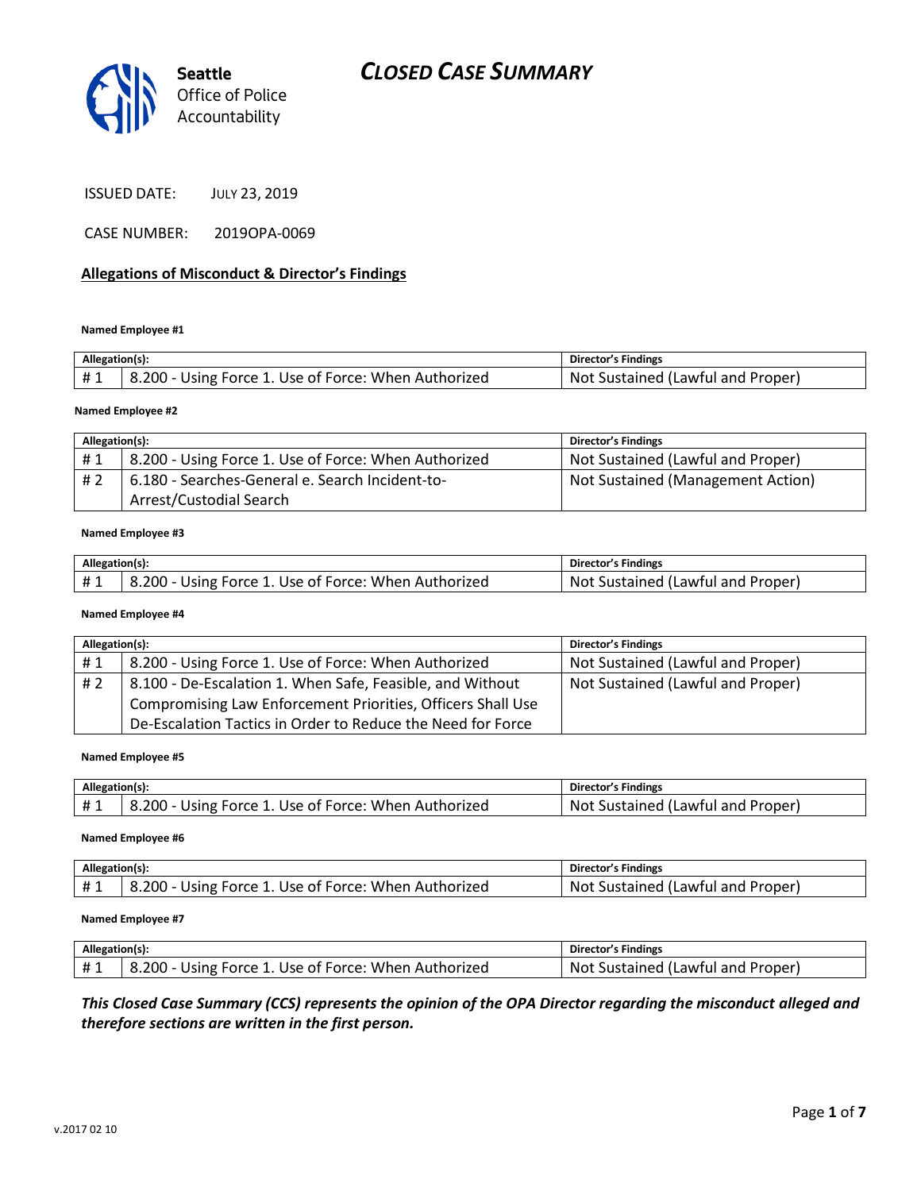Seattle Office of Police Accountability

# CLOSED CASE SUMMARY

ISSUED DATE: JULY 23, 2019

CASE NUMBER: 2019OPA-0069

## Allegations of Misconduct & Director's Findings

**Named Employee #1**

| Allegation(s): | | Director's Findings |
|---|---|---|
| # 1 | 8.200 - Using Force 1. Use of Force: When Authorized | Not Sustained (Lawful and Proper) |

**Named Employee #2**

| Allegation(s): | | Director's Findings |
|---|---|---|
| # 1 | 8.200 - Using Force 1. Use of Force: When Authorized | Not Sustained (Lawful and Proper) |
| # 2 | 6.180 - Searches-General e. Search Incident-to-Arrest/Custodial Search | Not Sustained (Management Action) |

**Named Employee #3**

| Allegation(s): | | Director's Findings |
|---|---|---|
| # 1 | 8.200 - Using Force 1. Use of Force: When Authorized | Not Sustained (Lawful and Proper) |

**Named Employee #4**

| Allegation(s): | | Director's Findings |
|---|---|---|
| # 1 | 8.200 - Using Force 1. Use of Force: When Authorized | Not Sustained (Lawful and Proper) |
| # 2 | 8.100 - De-Escalation 1. When Safe, Feasible, and Without Compromising Law Enforcement Priorities, Officers Shall Use De-Escalation Tactics in Order to Reduce the Need for Force | Not Sustained (Lawful and Proper) |

**Named Employee #5**

| Allegation(s): | | Director's Findings |
|---|---|---|
| # 1 | 8.200 - Using Force 1. Use of Force: When Authorized | Not Sustained (Lawful and Proper) |

**Named Employee #6**

| Allegation(s): | | Director's Findings |
|---|---|---|
| # 1 | 8.200 - Using Force 1. Use of Force: When Authorized | Not Sustained (Lawful and Proper) |

**Named Employee #7**

| Allegation(s): | | Director's Findings |
|---|---|---|
| # 1 | 8.200 - Using Force 1. Use of Force: When Authorized | Not Sustained (Lawful and Proper) |

***This Closed Case Summary (CCS) represents the opinion of the OPA Director regarding the misconduct alleged and therefore sections are written in the first person.***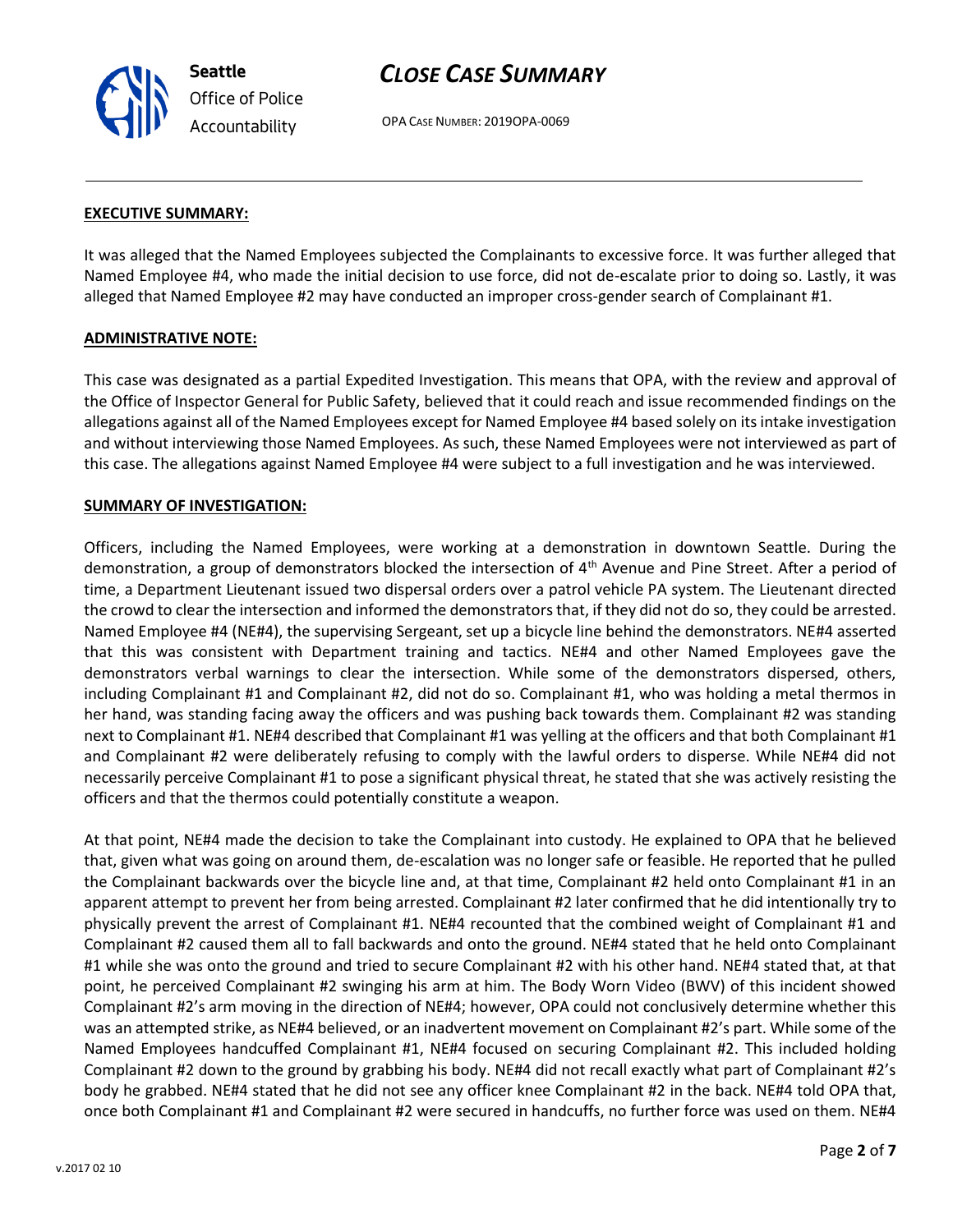**EXECUTIVE SUMMARY:**

It was alleged that the Named Employees subjected the Complainants to excessive force. It was further alleged that Named Employee #4, who made the initial decision to use force, did not de-escalate prior to doing so. Lastly, it was alleged that Named Employee #2 may have conducted an improper cross-gender search of Complainant #1.

**ADMINISTRATIVE NOTE:**

This case was designated as a partial Expedited Investigation. This means that OPA, with the review and approval of the Office of Inspector General for Public Safety, believed that it could reach and issue recommended findings on the allegations against all of the Named Employees except for Named Employee #4 based solely on its intake investigation and without interviewing those Named Employees. As such, these Named Employees were not interviewed as part of this case. The allegations against Named Employee #4 were subject to a full investigation and he was interviewed.

**SUMMARY OF INVESTIGATION:**

Officers, including the Named Employees, were working at a demonstration in downtown Seattle. During the demonstration, a group of demonstrators blocked the intersection of 4th Avenue and Pine Street. After a period of time, a Department Lieutenant issued two dispersal orders over a patrol vehicle PA system. The Lieutenant directed the crowd to clear the intersection and informed the demonstrators that, if they did not do so, they could be arrested. Named Employee #4 (NE#4), the supervising Sergeant, set up a bicycle line behind the demonstrators. NE#4 asserted that this was consistent with Department training and tactics. NE#4 and other Named Employees gave the demonstrators verbal warnings to clear the intersection. While some of the demonstrators dispersed, others, including Complainant #1 and Complainant #2, did not do so. Complainant #1, who was holding a metal thermos in her hand, was standing facing away the officers and was pushing back towards them. Complainant #2 was standing next to Complainant #1. NE#4 described that Complainant #1 was yelling at the officers and that both Complainant #1 and Complainant #2 were deliberately refusing to comply with the lawful orders to disperse. While NE#4 did not necessarily perceive Complainant #1 to pose a significant physical threat, he stated that she was actively resisting the officers and that the thermos could potentially constitute a weapon.

At that point, NE#4 made the decision to take the Complainant into custody. He explained to OPA that he believed that, given what was going on around them, de-escalation was no longer safe or feasible. He reported that he pulled the Complainant backwards over the bicycle line and, at that time, Complainant #2 held onto Complainant #1 in an apparent attempt to prevent her from being arrested. Complainant #2 later confirmed that he did intentionally try to physically prevent the arrest of Complainant #1. NE#4 recounted that the combined weight of Complainant #1 and Complainant #2 caused them all to fall backwards and onto the ground. NE#4 stated that he held onto Complainant #1 while she was onto the ground and tried to secure Complainant #2 with his other hand. NE#4 stated that, at that point, he perceived Complainant #2 swinging his arm at him. The Body Worn Video (BWV) of this incident showed Complainant #2's arm moving in the direction of NE#4; however, OPA could not conclusively determine whether this was an attempted strike, as NE#4 believed, or an inadvertent movement on Complainant #2's part. While some of the Named Employees handcuffed Complainant #1, NE#4 focused on securing Complainant #2. This included holding Complainant #2 down to the ground by grabbing his body. NE#4 did not recall exactly what part of Complainant #2's body he grabbed. NE#4 stated that he did not see any officer knee Complainant #2 in the back. NE#4 told OPA that, once both Complainant #1 and Complainant #2 were secured in handcuffs, no further force was used on them. NE#4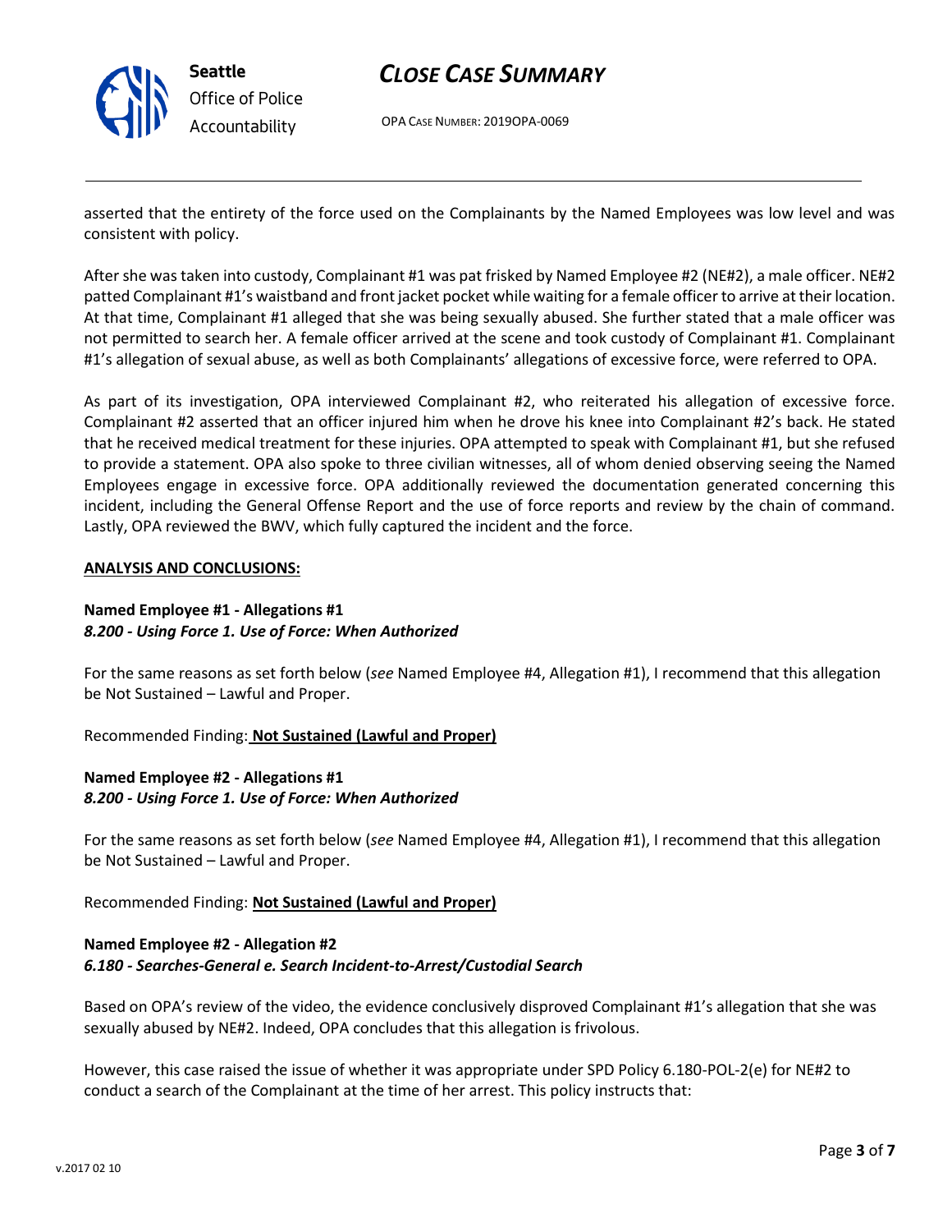asserted that the entirety of the force used on the Complainants by the Named Employees was low level and was consistent with policy.

After she was taken into custody, Complainant #1 was pat frisked by Named Employee #2 (NE#2), a male officer. NE#2 patted Complainant #1's waistband and front jacket pocket while waiting for a female officer to arrive at their location. At that time, Complainant #1 alleged that she was being sexually abused. She further stated that a male officer was not permitted to search her. A female officer arrived at the scene and took custody of Complainant #1. Complainant #1's allegation of sexual abuse, as well as both Complainants' allegations of excessive force, were referred to OPA.

As part of its investigation, OPA interviewed Complainant #2, who reiterated his allegation of excessive force. Complainant #2 asserted that an officer injured him when he drove his knee into Complainant #2's back. He stated that he received medical treatment for these injuries. OPA attempted to speak with Complainant #1, but she refused to provide a statement. OPA also spoke to three civilian witnesses, all of whom denied observing seeing the Named Employees engage in excessive force. OPA additionally reviewed the documentation generated concerning this incident, including the General Offense Report and the use of force reports and review by the chain of command. Lastly, OPA reviewed the BWV, which fully captured the incident and the force.

**ANALYSIS AND CONCLUSIONS:**

**Named Employee #1 - Allegations #1**
***8.200 - Using Force 1. Use of Force: When Authorized***

For the same reasons as set forth below (*see* Named Employee #4, Allegation #1), I recommend that this allegation be Not Sustained – Lawful and Proper.

Recommended Finding: **Not Sustained (Lawful and Proper)**

**Named Employee #2 - Allegations #1**
***8.200 - Using Force 1. Use of Force: When Authorized***

For the same reasons as set forth below (*see* Named Employee #4, Allegation #1), I recommend that this allegation be Not Sustained – Lawful and Proper.

Recommended Finding: **Not Sustained (Lawful and Proper)**

**Named Employee #2 - Allegation #2**
***6.180 - Searches-General e. Search Incident-to-Arrest/Custodial Search***

Based on OPA's review of the video, the evidence conclusively disproved Complainant #1's allegation that she was sexually abused by NE#2. Indeed, OPA concludes that this allegation is frivolous.

However, this case raised the issue of whether it was appropriate under SPD Policy 6.180-POL-2(e) for NE#2 to conduct a search of the Complainant at the time of her arrest. This policy instructs that: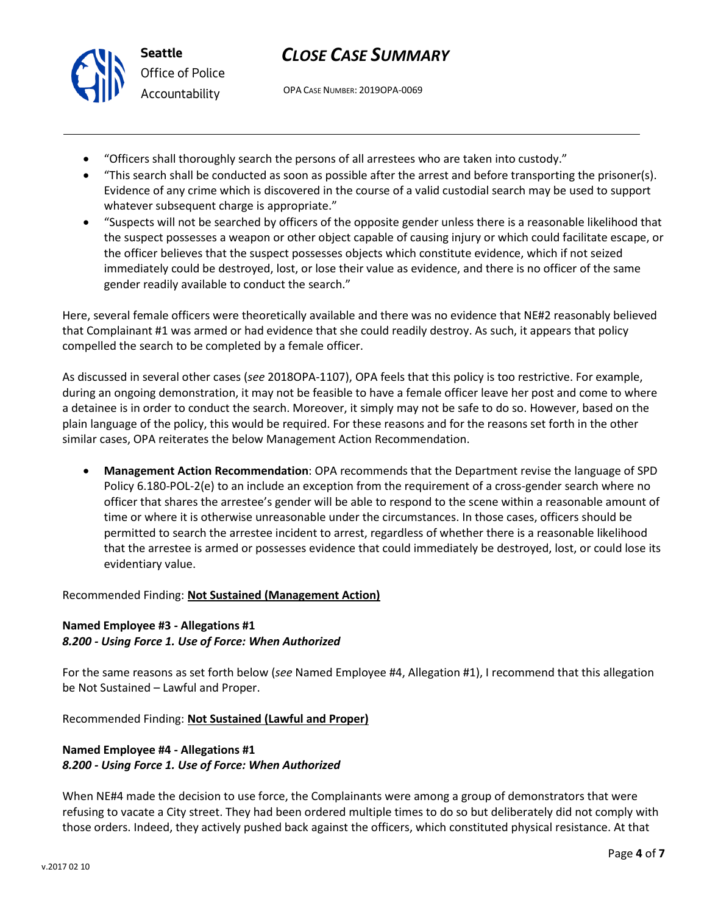- "Officers shall thoroughly search the persons of all arrestees who are taken into custody."
- "This search shall be conducted as soon as possible after the arrest and before transporting the prisoner(s). Evidence of any crime which is discovered in the course of a valid custodial search may be used to support whatever subsequent charge is appropriate."
- "Suspects will not be searched by officers of the opposite gender unless there is a reasonable likelihood that the suspect possesses a weapon or other object capable of causing injury or which could facilitate escape, or the officer believes that the suspect possesses objects which constitute evidence, which if not seized immediately could be destroyed, lost, or lose their value as evidence, and there is no officer of the same gender readily available to conduct the search."

Here, several female officers were theoretically available and there was no evidence that NE#2 reasonably believed that Complainant #1 was armed or had evidence that she could readily destroy. As such, it appears that policy compelled the search to be completed by a female officer.

As discussed in several other cases (*see* 2018OPA-1107), OPA feels that this policy is too restrictive. For example, during an ongoing demonstration, it may not be feasible to have a female officer leave her post and come to where a detainee is in order to conduct the search. Moreover, it simply may not be safe to do so. However, based on the plain language of the policy, this would be required. For these reasons and for the reasons set forth in the other similar cases, OPA reiterates the below Management Action Recommendation.

- **Management Action Recommendation**: OPA recommends that the Department revise the language of SPD Policy 6.180-POL-2(e) to an include an exception from the requirement of a cross-gender search where no officer that shares the arrestee's gender will be able to respond to the scene within a reasonable amount of time or where it is otherwise unreasonable under the circumstances. In those cases, officers should be permitted to search the arrestee incident to arrest, regardless of whether there is a reasonable likelihood that the arrestee is armed or possesses evidence that could immediately be destroyed, lost, or could lose its evidentiary value.

Recommended Finding: **Not Sustained (Management Action)**

**Named Employee #3 - Allegations #1**
***8.200 - Using Force 1. Use of Force: When Authorized***

For the same reasons as set forth below (*see* Named Employee #4, Allegation #1), I recommend that this allegation be Not Sustained – Lawful and Proper.

Recommended Finding: **Not Sustained (Lawful and Proper)**

**Named Employee #4 - Allegations #1**
***8.200 - Using Force 1. Use of Force: When Authorized***

When NE#4 made the decision to use force, the Complainants were among a group of demonstrators that were refusing to vacate a City street. They had been ordered multiple times to do so but deliberately did not comply with those orders. Indeed, they actively pushed back against the officers, which constituted physical resistance. At that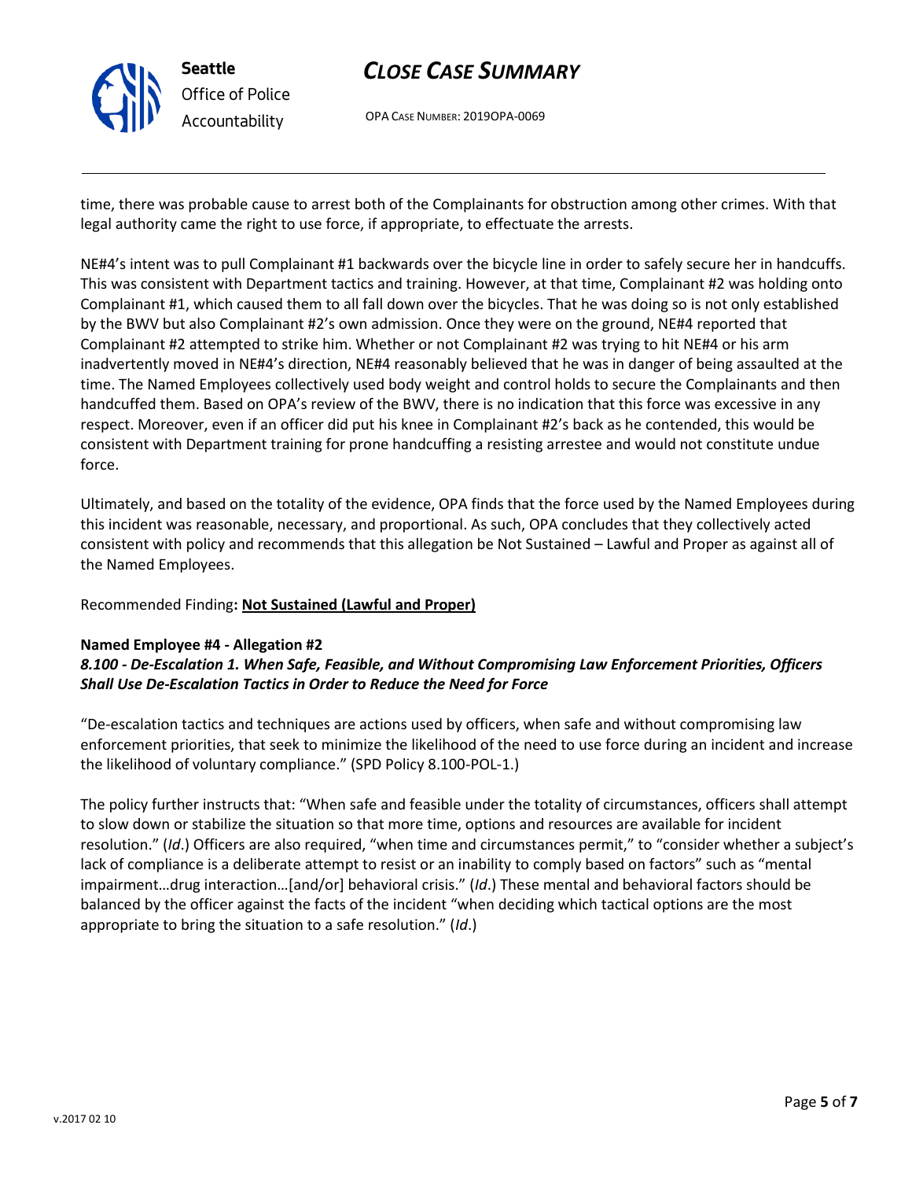time, there was probable cause to arrest both of the Complainants for obstruction among other crimes. With that legal authority came the right to use force, if appropriate, to effectuate the arrests.

NE#4's intent was to pull Complainant #1 backwards over the bicycle line in order to safely secure her in handcuffs. This was consistent with Department tactics and training. However, at that time, Complainant #2 was holding onto Complainant #1, which caused them to all fall down over the bicycles. That he was doing so is not only established by the BWV but also Complainant #2's own admission. Once they were on the ground, NE#4 reported that Complainant #2 attempted to strike him. Whether or not Complainant #2 was trying to hit NE#4 or his arm inadvertently moved in NE#4's direction, NE#4 reasonably believed that he was in danger of being assaulted at the time. The Named Employees collectively used body weight and control holds to secure the Complainants and then handcuffed them. Based on OPA's review of the BWV, there is no indication that this force was excessive in any respect. Moreover, even if an officer did put his knee in Complainant #2's back as he contended, this would be consistent with Department training for prone handcuffing a resisting arrestee and would not constitute undue force.

Ultimately, and based on the totality of the evidence, OPA finds that the force used by the Named Employees during this incident was reasonable, necessary, and proportional. As such, OPA concludes that they collectively acted consistent with policy and recommends that this allegation be Not Sustained – Lawful and Proper as against all of the Named Employees.

Recommended Finding**: <u>Not Sustained (Lawful and Proper)</u>**

**Named Employee #4 - Allegation #2**
***8.100 - De-Escalation 1. When Safe, Feasible, and Without Compromising Law Enforcement Priorities, Officers Shall Use De-Escalation Tactics in Order to Reduce the Need for Force***

"De-escalation tactics and techniques are actions used by officers, when safe and without compromising law enforcement priorities, that seek to minimize the likelihood of the need to use force during an incident and increase the likelihood of voluntary compliance." (SPD Policy 8.100-POL-1.)

The policy further instructs that: "When safe and feasible under the totality of circumstances, officers shall attempt to slow down or stabilize the situation so that more time, options and resources are available for incident resolution." (*Id*.) Officers are also required, "when time and circumstances permit," to "consider whether a subject's lack of compliance is a deliberate attempt to resist or an inability to comply based on factors" such as "mental impairment…drug interaction…[and/or] behavioral crisis." (*Id*.) These mental and behavioral factors should be balanced by the officer against the facts of the incident "when deciding which tactical options are the most appropriate to bring the situation to a safe resolution." (*Id*.)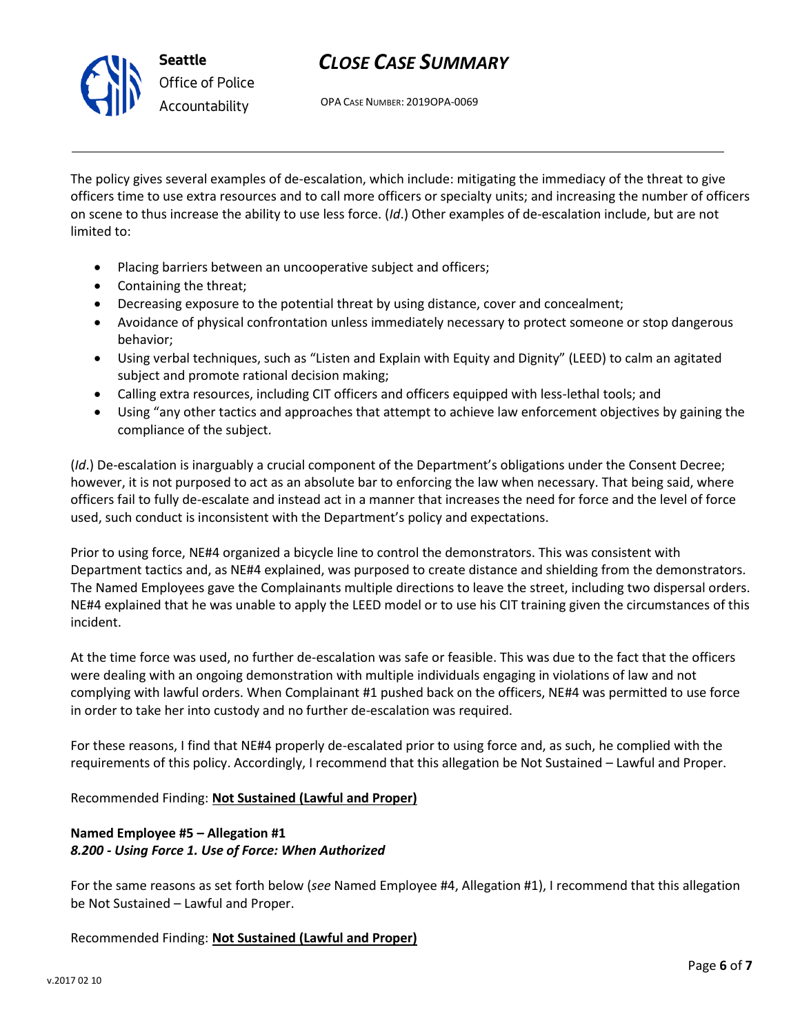The policy gives several examples of de-escalation, which include: mitigating the immediacy of the threat to give officers time to use extra resources and to call more officers or specialty units; and increasing the number of officers on scene to thus increase the ability to use less force. (*Id*.) Other examples of de-escalation include, but are not limited to:

- Placing barriers between an uncooperative subject and officers;
- Containing the threat;
- Decreasing exposure to the potential threat by using distance, cover and concealment;
- Avoidance of physical confrontation unless immediately necessary to protect someone or stop dangerous behavior;
- Using verbal techniques, such as "Listen and Explain with Equity and Dignity" (LEED) to calm an agitated subject and promote rational decision making;
- Calling extra resources, including CIT officers and officers equipped with less-lethal tools; and
- Using "any other tactics and approaches that attempt to achieve law enforcement objectives by gaining the compliance of the subject.

(*Id*.) De-escalation is inarguably a crucial component of the Department's obligations under the Consent Decree; however, it is not purposed to act as an absolute bar to enforcing the law when necessary. That being said, where officers fail to fully de-escalate and instead act in a manner that increases the need for force and the level of force used, such conduct is inconsistent with the Department's policy and expectations.

Prior to using force, NE#4 organized a bicycle line to control the demonstrators. This was consistent with Department tactics and, as NE#4 explained, was purposed to create distance and shielding from the demonstrators. The Named Employees gave the Complainants multiple directions to leave the street, including two dispersal orders. NE#4 explained that he was unable to apply the LEED model or to use his CIT training given the circumstances of this incident.

At the time force was used, no further de-escalation was safe or feasible. This was due to the fact that the officers were dealing with an ongoing demonstration with multiple individuals engaging in violations of law and not complying with lawful orders. When Complainant #1 pushed back on the officers, NE#4 was permitted to use force in order to take her into custody and no further de-escalation was required.

For these reasons, I find that NE#4 properly de-escalated prior to using force and, as such, he complied with the requirements of this policy. Accordingly, I recommend that this allegation be Not Sustained – Lawful and Proper.

Recommended Finding: **Not Sustained (Lawful and Proper)**

**Named Employee #5 – Allegation #1**
***8.200 - Using Force 1. Use of Force: When Authorized***

For the same reasons as set forth below (*see* Named Employee #4, Allegation #1), I recommend that this allegation be Not Sustained – Lawful and Proper.

Recommended Finding: **Not Sustained (Lawful and Proper)**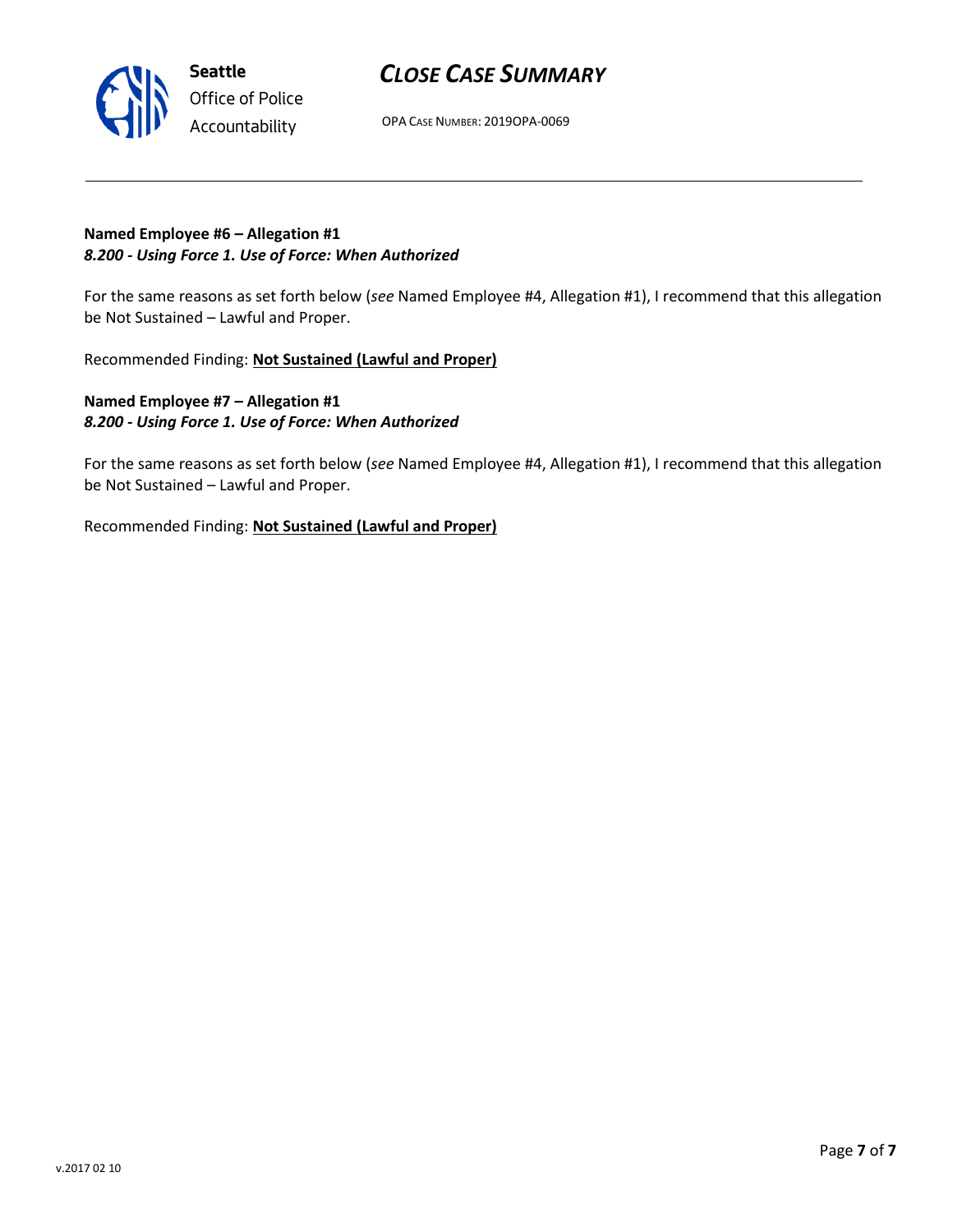**Named Employee #6 – Allegation #1**
***8.200 - Using Force 1. Use of Force: When Authorized***

For the same reasons as set forth below (*see* Named Employee #4, Allegation #1), I recommend that this allegation be Not Sustained – Lawful and Proper.

Recommended Finding: **Not Sustained (Lawful and Proper)**

**Named Employee #7 – Allegation #1**
***8.200 - Using Force 1. Use of Force: When Authorized***

For the same reasons as set forth below (*see* Named Employee #4, Allegation #1), I recommend that this allegation be Not Sustained – Lawful and Proper.

Recommended Finding: **Not Sustained (Lawful and Proper)**